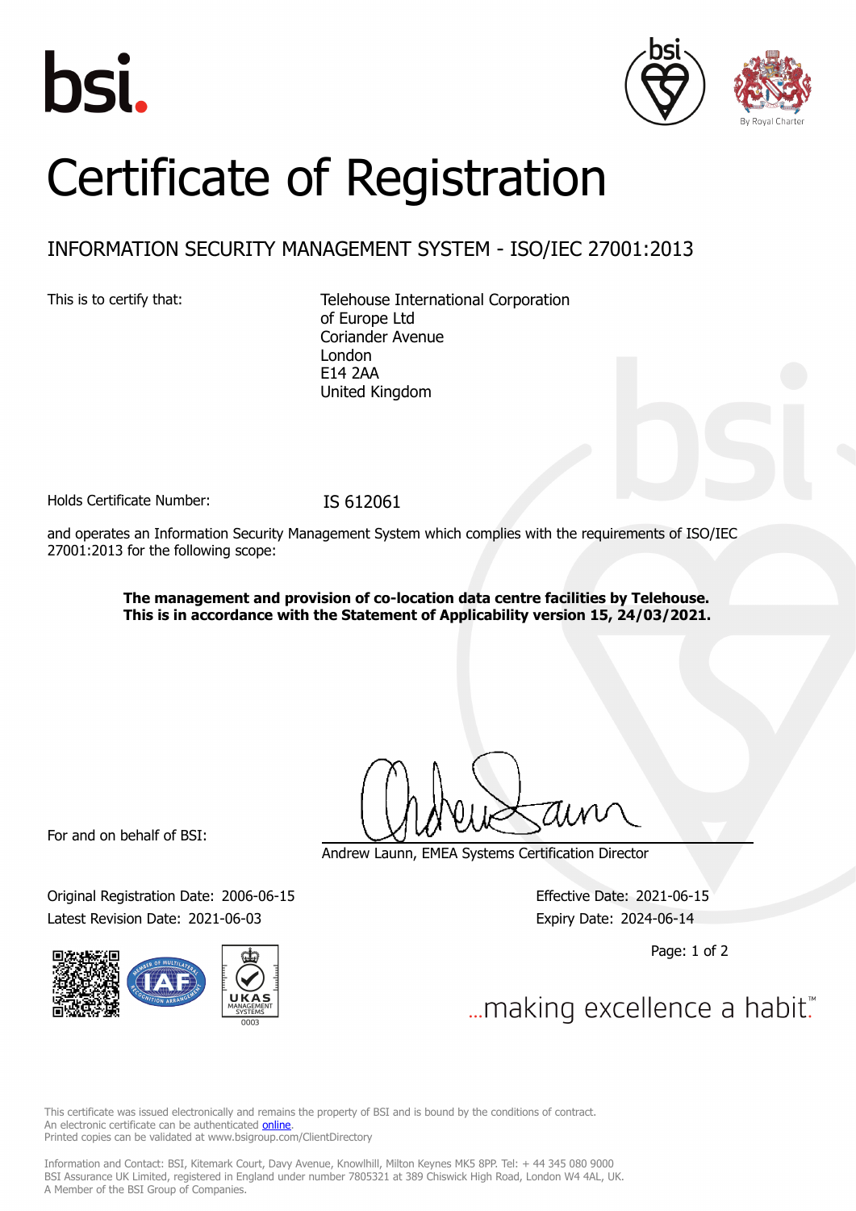# Certificate of Registration

## INFORMATION SECURITY MANAGEMENT SYSTEM - ISO/IEC 27001:2013

This is to certify that:

Telehouse International Corporation of Europe Ltd
Coriander Avenue
London
E14 2AA
United Kingdom

Holds Certificate Number: IS 612061

and operates an Information Security Management System which complies with the requirements of ISO/IEC 27001:2013 for the following scope:

**The management and provision of co-location data centre facilities by Telehouse. This is in accordance with the Statement of Applicability version 15, 24/03/2021.**

For and on behalf of BSI:

Andrew Launn, EMEA Systems Certification Director

Original Registration Date: 2006-06-15
Latest Revision Date: 2021-06-03

Effective Date: 2021-06-15
Expiry Date: 2024-06-14

...making excellence a habit.™

This certificate was issued electronically and remains the property of BSI and is bound by the conditions of contract.
An electronic certificate can be authenticated online.
Printed copies can be validated at www.bsigroup.com/ClientDirectory

Information and Contact: BSI, Kitemark Court, Davy Avenue, Knowlhill, Milton Keynes MK5 8PP. Tel: + 44 345 080 9000
BSI Assurance UK Limited, registered in England under number 7805321 at 389 Chiswick High Road, London W4 4AL, UK.
A Member of the BSI Group of Companies.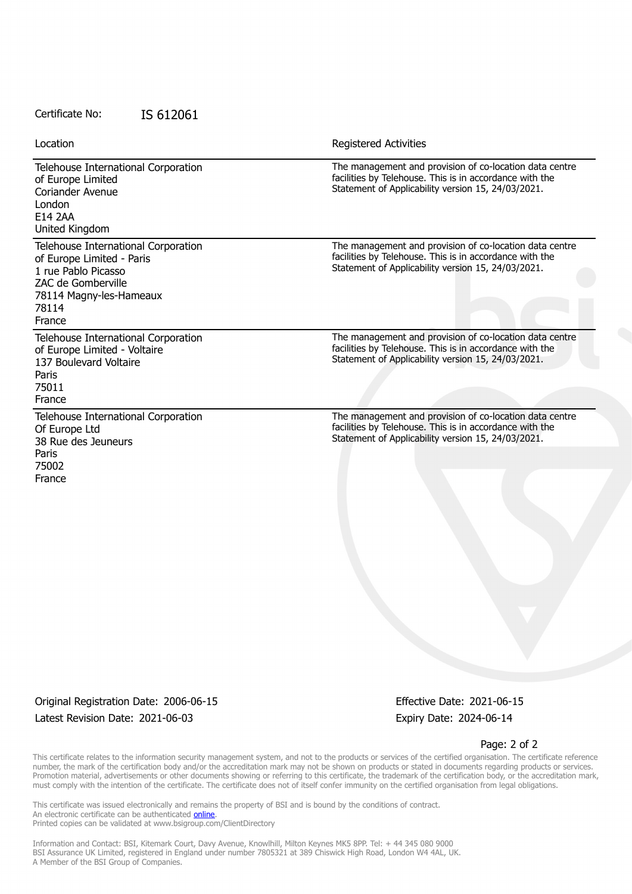Certificate No: IS 612061

| Location | Registered Activities |
| --- | --- |
| Telehouse International Corporation of Europe Limited<br>Coriander Avenue<br>London<br>E14 2AA<br>United Kingdom | The management and provision of co-location data centre facilities by Telehouse. This is in accordance with the Statement of Applicability version 15, 24/03/2021. |
| Telehouse International Corporation of Europe Limited - Paris<br>1 rue Pablo Picasso<br>ZAC de Gomberville<br>78114 Magny-les-Hameaux<br>78114<br>France | The management and provision of co-location data centre facilities by Telehouse. This is in accordance with the Statement of Applicability version 15, 24/03/2021. |
| Telehouse International Corporation of Europe Limited - Voltaire<br>137 Boulevard Voltaire<br>Paris<br>75011<br>France | The management and provision of co-location data centre facilities by Telehouse. This is in accordance with the Statement of Applicability version 15, 24/03/2021. |
| Telehouse International Corporation Of Europe Ltd<br>38 Rue des Jeuneurs<br>Paris<br>75002<br>France | The management and provision of co-location data centre facilities by Telehouse. This is in accordance with the Statement of Applicability version 15, 24/03/2021. |

Original Registration Date: 2006-06-15

Latest Revision Date: 2021-06-03

Effective Date: 2021-06-15

Expiry Date: 2024-06-14

This certificate relates to the information security management system, and not to the products or services of the certified organisation. The certificate reference number, the mark of the certification body and/or the accreditation mark may not be shown on products or stated in documents regarding products or services. Promotion material, advertisements or other documents showing or referring to this certificate, the trademark of the certification body, or the accreditation mark, must comply with the intention of the certificate. The certificate does not of itself confer immunity on the certified organisation from legal obligations.

This certificate was issued electronically and remains the property of BSI and is bound by the conditions of contract.
An electronic certificate can be authenticated online.
Printed copies can be validated at www.bsigroup.com/ClientDirectory

Information and Contact: BSI, Kitemark Court, Davy Avenue, Knowlhill, Milton Keynes MK5 8PP. Tel: + 44 345 080 9000
BSI Assurance UK Limited, registered in England under number 7805321 at 389 Chiswick High Road, London W4 4AL, UK.
A Member of the BSI Group of Companies.